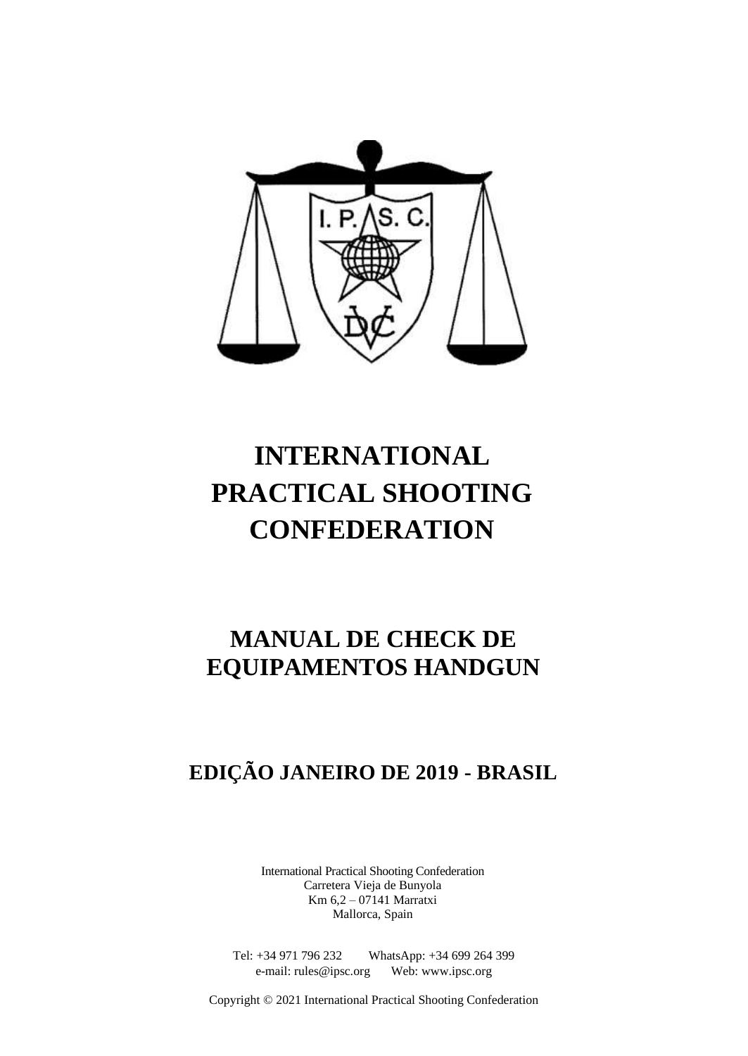# INTERNATIONAL PRACTICAL SHOOTING CONFEDERATION

## MANUAL DE CHECK DE EQUIPAMENTOS HANDGUN

### EDIÇÃO JANEIRO DE 2019 - BRASIL

International Practical Shooting Confederation
Carretera Vieja de Bunyola
Km 6,2 – 07141 Marratxi
Mallorca, Spain

Tel: +34 971 796 232 WhatsApp: +34 699 264 399
e-mail: rules@ipsc.org Web: www.ipsc.org

Copyright © 2021 International Practical Shooting Confederation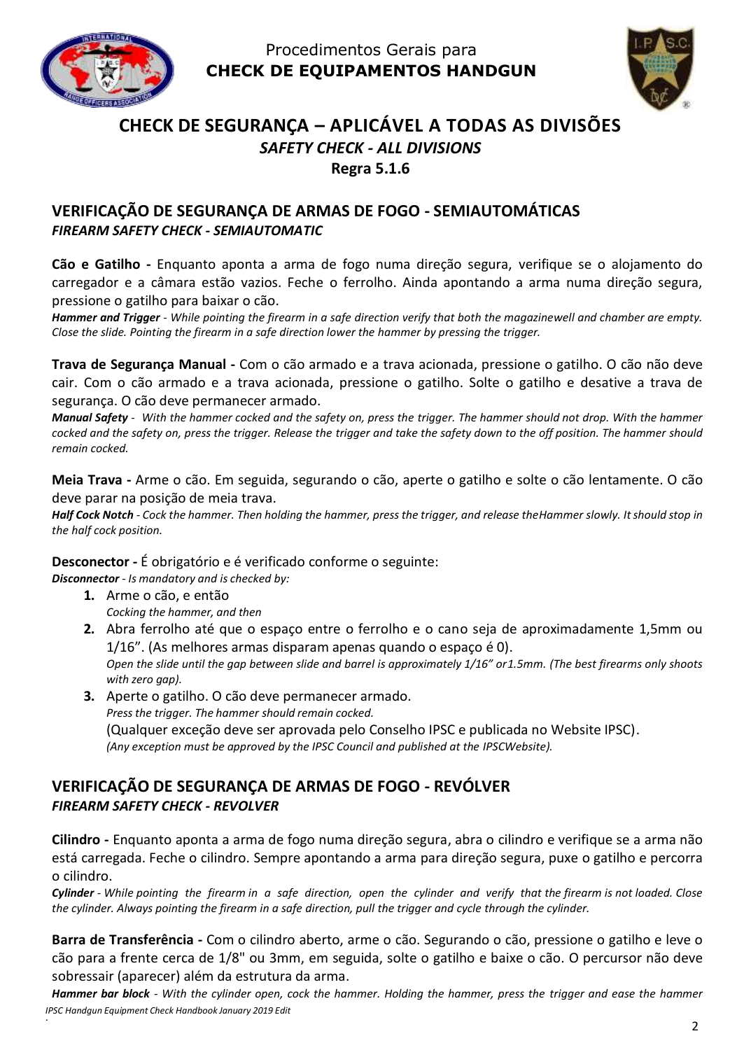Procedimentos Gerais para
**CHECK DE EQUIPAMENTOS HANDGUN**

# CHECK DE SEGURANÇA – APLICÁVEL A TODAS AS DIVISÕES

***SAFETY CHECK - ALL DIVISIONS***

**Regra 5.1.6**

## VERIFICAÇÃO DE SEGURANÇA DE ARMAS DE FOGO - SEMIAUTOMÁTICAS

***FIREARM SAFETY CHECK - SEMIAUTOMATIC***

**Cão e Gatilho -** Enquanto aponta a arma de fogo numa direção segura, verifique se o alojamento do carregador e a câmara estão vazios. Feche o ferrolho. Ainda apontando a arma numa direção segura, pressione o gatilho para baixar o cão.

***Hammer and Trigger*** *- While pointing the firearm in a safe direction verify that both the magazinewell and chamber are empty. Close the slide. Pointing the firearm in a safe direction lower the hammer by pressing the trigger.*

**Trava de Segurança Manual -** Com o cão armado e a trava acionada, pressione o gatilho. O cão não deve cair. Com o cão armado e a trava acionada, pressione o gatilho. Solte o gatilho e desative a trava de segurança. O cão deve permanecer armado.

***Manual Safety*** *- With the hammer cocked and the safety on, press the trigger. The hammer should not drop. With the hammer cocked and the safety on, press the trigger. Release the trigger and take the safety down to the off position. The hammer should remain cocked.*

**Meia Trava -** Arme o cão. Em seguida, segurando o cão, aperte o gatilho e solte o cão lentamente. O cão deve parar na posição de meia trava.

***Half Cock Notch*** *- Cock the hammer. Then holding the hammer, press the trigger, and release theHammer slowly. It should stop in the half cock position.*

**Desconector -** É obrigatório e é verificado conforme o seguinte:

***Disconnector*** *- Is mandatory and is checked by:*

1. Arme o cão, e então
   *Cocking the hammer, and then*
2. Abra ferrolho até que o espaço entre o ferrolho e o cano seja de aproximadamente 1,5mm ou 1/16”. (As melhores armas disparam apenas quando o espaço é 0).
   *Open the slide until the gap between slide and barrel is approximately 1/16” or1.5mm. (The best firearms only shoots with zero gap).*
3. Aperte o gatilho. O cão deve permanecer armado.
   *Press the trigger. The hammer should remain cocked.*
   (Qualquer exceção deve ser aprovada pelo Conselho IPSC e publicada no Website IPSC).
   *(Any exception must be approved by the IPSC Council and published at the IPSCWebsite).*

## VERIFICAÇÃO DE SEGURANÇA DE ARMAS DE FOGO - REVÓLVER

***FIREARM SAFETY CHECK - REVOLVER***

**Cilindro -** Enquanto aponta a arma de fogo numa direção segura, abra o cilindro e verifique se a arma não está carregada. Feche o cilindro. Sempre apontando a arma para direção segura, puxe o gatilho e percorra o cilindro.

***Cylinder*** *- While pointing the firearm in a safe direction, open the cylinder and verify that the firearm is not loaded. Close the cylinder. Always pointing the firearm in a safe direction, pull the trigger and cycle through the cylinder.*

**Barra de Transferência -** Com o cilindro aberto, arme o cão. Segurando o cão, pressione o gatilho e leve o cão para a frente cerca de 1/8" ou 3mm, em seguida, solte o gatilho e baixe o cão. O percursor não deve sobressair (aparecer) além da estrutura da arma.

***Hammer bar block*** *- With the cylinder open, cock the hammer. Holding the hammer, press the trigger and ease the hammer*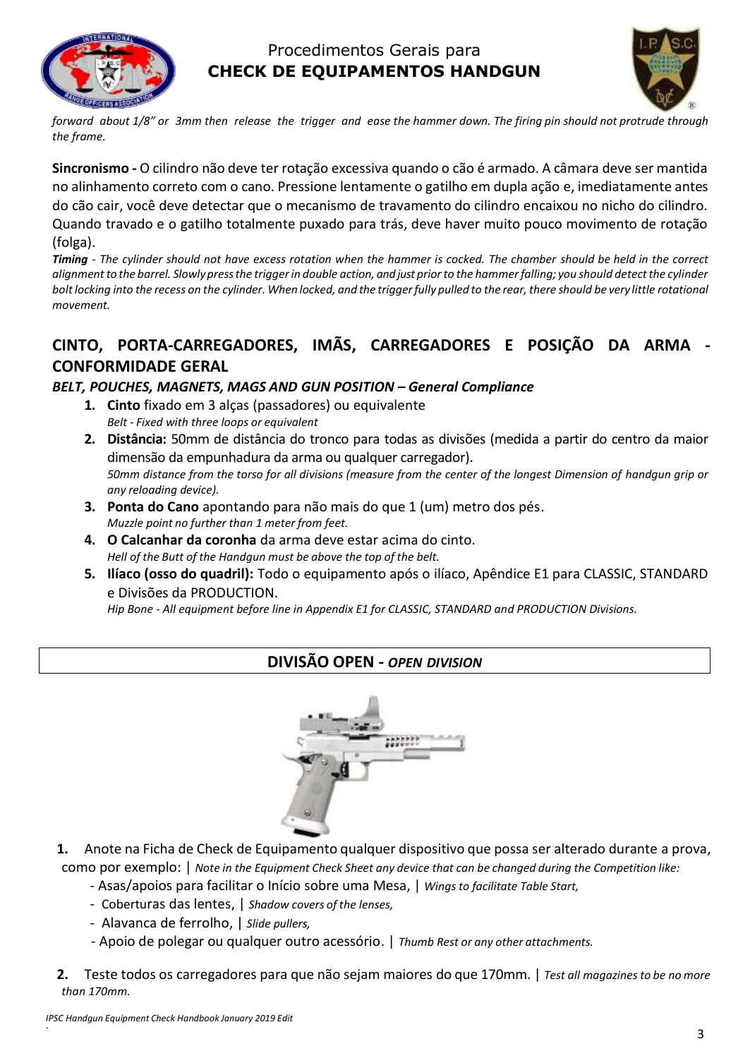*forward about 1/8" or 3mm then release the trigger and ease the hammer down. The firing pin should not protrude through the frame.*

**Sincronismo -** O cilindro não deve ter rotação excessiva quando o cão é armado. A câmara deve ser mantida no alinhamento correto com o cano. Pressione lentamente o gatilho em dupla ação e, imediatamente antes do cão cair, você deve detectar que o mecanismo de travamento do cilindro encaixou no nicho do cilindro. Quando travado e o gatilho totalmente puxado para trás, deve haver muito pouco movimento de rotação (folga).

***Timing*** *- The cylinder should not have excess rotation when the hammer is cocked. The chamber should be held in the correct alignment to the barrel. Slowly press the trigger in double action, and just prior to the hammer falling; you should detect the cylinder bolt locking into the recess on the cylinder. When locked, and the trigger fully pulled to the rear, there should be very little rotational movement.*

## CINTO, PORTA-CARREGADORES, IMÃS, CARREGADORES E POSIÇÃO DA ARMA - CONFORMIDADE GERAL

***BELT, POUCHES, MAGNETS, MAGS AND GUN POSITION – General Compliance***

1. **Cinto** fixado em 3 alças (passadores) ou equivalente
   *Belt - Fixed with three loops or equivalent*
2. **Distância:** 50mm de distância do tronco para todas as divisões (medida a partir do centro da maior dimensão da empunhadura da arma ou qualquer carregador).
   *50mm distance from the torso for all divisions (measure from the center of the longest Dimension of handgun grip or any reloading device).*
3. **Ponta do Cano** apontando para não mais do que 1 (um) metro dos pés.
   *Muzzle point no further than 1 meter from feet.*
4. **O Calcanhar da coronha** da arma deve estar acima do cinto.
   *Hell of the Butt of the Handgun must be above the top of the belt.*
5. **Ilíaco (osso do quadril):** Todo o equipamento após o ilíaco, Apêndice E1 para CLASSIC, STANDARD e Divisões da PRODUCTION.
   *Hip Bone - All equipment before line in Appendix E1 for CLASSIC, STANDARD and PRODUCTION Divisions.*

## DIVISÃO OPEN - *OPEN DIVISION*

1. Anote na Ficha de Check de Equipamento qualquer dispositivo que possa ser alterado durante a prova, como por exemplo: | *Note in the Equipment Check Sheet any device that can be changed during the Competition like:*
   - Asas/apoios para facilitar o Início sobre uma Mesa, | *Wings to facilitate Table Start,*
   - Coberturas das lentes, | *Shadow covers of the lenses,*
   - Alavanca de ferrolho, | *Slide pullers,*
   - Apoio de polegar ou qualquer outro acessório. | *Thumb Rest or any other attachments.*

2. Teste todos os carregadores para que não sejam maiores do que 170mm. | *Test all magazines to be no more than 170mm.*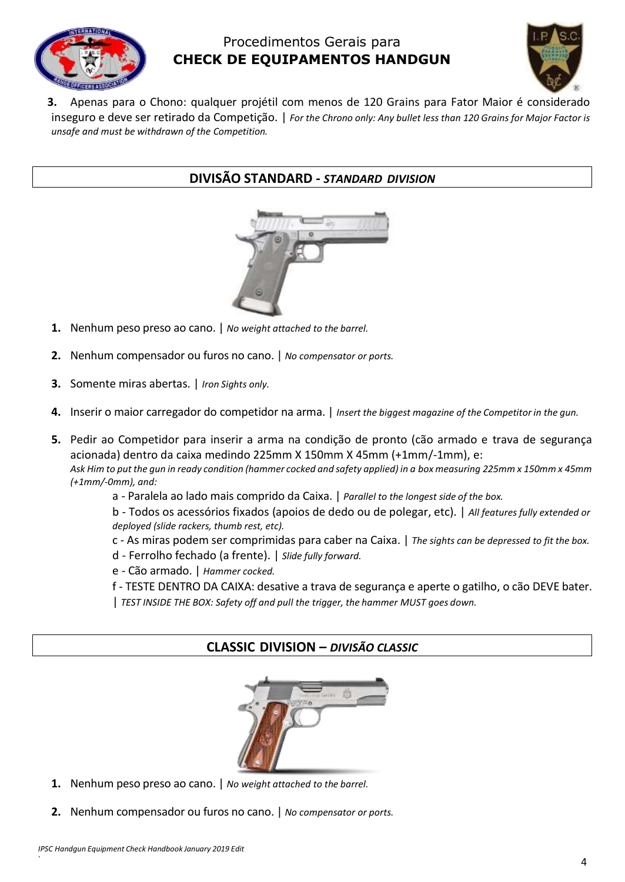3. Apenas para o Chono: qualquer projétil com menos de 120 Grains para Fator Maior é considerado inseguro e deve ser retirado da Competição. | *For the Chrono only: Any bullet less than 120 Grains for Major Factor is unsafe and must be withdrawn of the Competition.*

## DIVISÃO STANDARD - *STANDARD DIVISION*

1. Nenhum peso preso ao cano. | *No weight attached to the barrel.*

2. Nenhum compensador ou furos no cano. | *No compensator or ports.*

3. Somente miras abertas. | *Iron Sights only.*

4. Inserir o maior carregador do competidor na arma. | *Insert the biggest magazine of the Competitor in the gun.*

5. Pedir ao Competidor para inserir a arma na condição de pronto (cão armado e trava de segurança acionada) dentro da caixa medindo 225mm X 150mm X 45mm (+1mm/-1mm), e:
   *Ask Him to put the gun in ready condition (hammer cocked and safety applied) in a box measuring 225mm x 150mm x 45mm (+1mm/-0mm), and:*

   a - Paralela ao lado mais comprido da Caixa. | *Parallel to the longest side of the box.*

   b - Todos os acessórios fixados (apoios de dedo ou de polegar, etc). | *All features fully extended or deployed (slide rackers, thumb rest, etc).*

   c - As miras podem ser comprimidas para caber na Caixa. | *The sights can be depressed to fit the box.*

   d - Ferrolho fechado (a frente). | *Slide fully forward.*

   e - Cão armado. | *Hammer cocked.*

   f - TESTE DENTRO DA CAIXA: desative a trava de segurança e aperte o gatilho, o cão DEVE bater. | *TEST INSIDE THE BOX: Safety off and pull the trigger, the hammer MUST goes down.*

## CLASSIC DIVISION – *DIVISÃO CLASSIC*

1. Nenhum peso preso ao cano. | *No weight attached to the barrel.*

2. Nenhum compensador ou furos no cano. | *No compensator or ports.*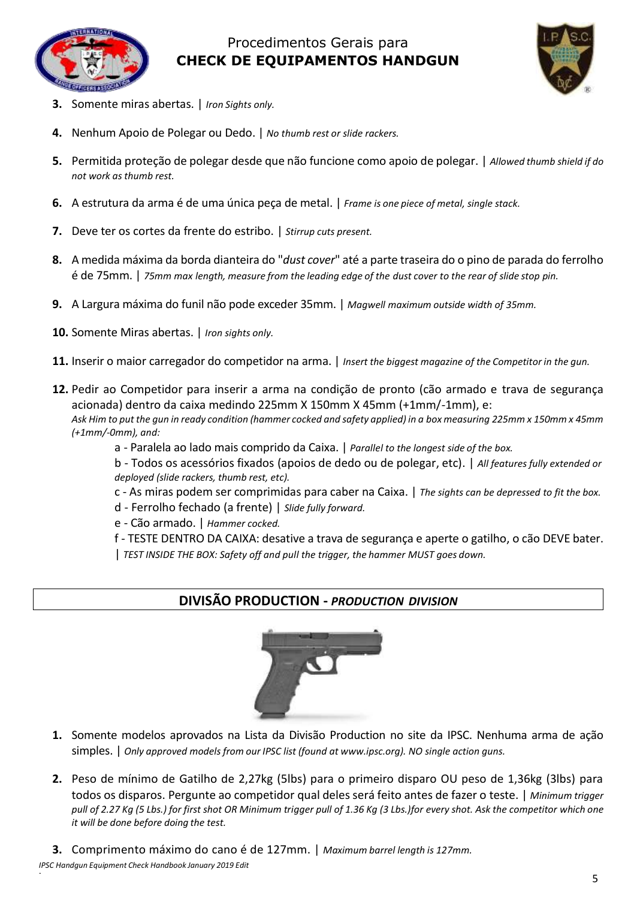3. Somente miras abertas. | *Iron Sights only.*

4. Nenhum Apoio de Polegar ou Dedo. | *No thumb rest or slide rackers.*

5. Permitida proteção de polegar desde que não funcione como apoio de polegar. | *Allowed thumb shield if do not work as thumb rest.*

6. A estrutura da arma é de uma única peça de metal. | *Frame is one piece of metal, single stack.*

7. Deve ter os cortes da frente do estribo. | *Stirrup cuts present.*

8. A medida máxima da borda dianteira do "*dust cover*" até a parte traseira do o pino de parada do ferrolho é de 75mm. | *75mm max length, measure from the leading edge of the dust cover to the rear of slide stop pin.*

9. A Largura máxima do funil não pode exceder 35mm. | *Magwell maximum outside width of 35mm.*

10. Somente Miras abertas. | *Iron sights only.*

11. Inserir o maior carregador do competidor na arma. | *Insert the biggest magazine of the Competitor in the gun.*

12. Pedir ao Competidor para inserir a arma na condição de pronto (cão armado e trava de segurança acionada) dentro da caixa medindo 225mm X 150mm X 45mm (+1mm/-1mm), e:
*Ask Him to put the gun in ready condition (hammer cocked and safety applied) in a box measuring 225mm x 150mm x 45mm (+1mm/-0mm), and:*
    - a - Paralela ao lado mais comprido da Caixa. | *Parallel to the longest side of the box.*
    - b - Todos os acessórios fixados (apoios de dedo ou de polegar, etc). | *All features fully extended or deployed (slide rackers, thumb rest, etc).*
    - c - As miras podem ser comprimidas para caber na Caixa. | *The sights can be depressed to fit the box.*
    - d - Ferrolho fechado (a frente) | *Slide fully forward.*
    - e - Cão armado. | *Hammer cocked.*
    - f - TESTE DENTRO DA CAIXA: desative a trava de segurança e aperte o gatilho, o cão DEVE bater. | *TEST INSIDE THE BOX: Safety off and pull the trigger, the hammer MUST goes down.*

## DIVISÃO PRODUCTION - *PRODUCTION DIVISION*

1. Somente modelos aprovados na Lista da Divisão Production no site da IPSC. Nenhuma arma de ação simples. | *Only approved models from our IPSC list (found at www.ipsc.org). NO single action guns.*

2. Peso de mínimo de Gatilho de 2,27kg (5lbs) para o primeiro disparo OU peso de 1,36kg (3lbs) para todos os disparos. Pergunte ao competidor qual deles será feito antes de fazer o teste. | *Minimum trigger pull of 2.27 Kg (5 Lbs.) for first shot OR Minimum trigger pull of 1.36 Kg (3 Lbs.)for every shot. Ask the competitor which one it will be done before doing the test.*

3. Comprimento máximo do cano é de 127mm. | *Maximum barrel length is 127mm.*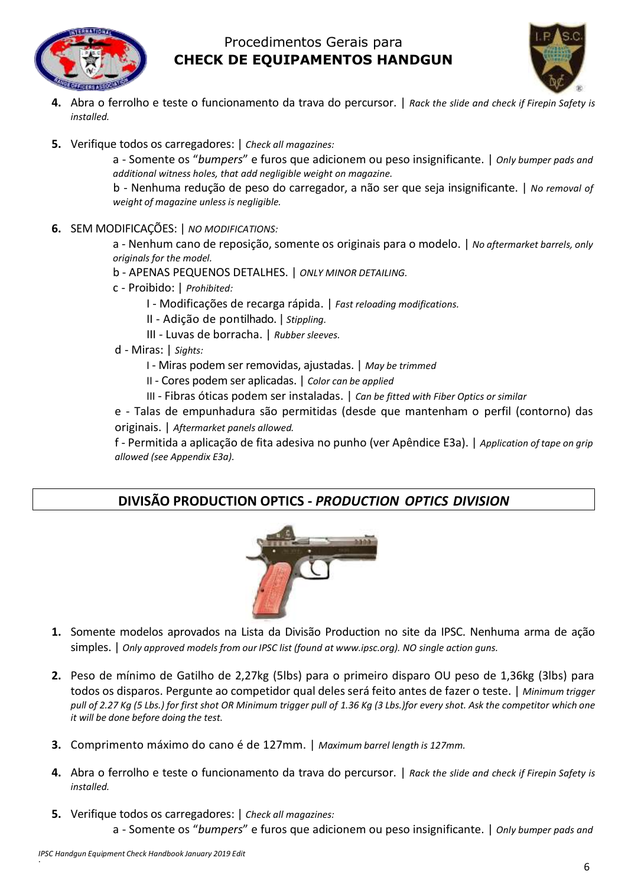4. Abra o ferrolho e teste o funcionamento da trava do percursor. | *Rack the slide and check if Firepin Safety is installed.*

5. Verifique todos os carregadores: | *Check all magazines:*

   a - Somente os "*bumpers*" e furos que adicionem ou peso insignificante. | *Only bumper pads and additional witness holes, that add negligible weight on magazine.*

   b - Nenhuma redução de peso do carregador, a não ser que seja insignificante. | *No removal of weight of magazine unless is negligible.*

6. SEM MODIFICAÇÕES: | *NO MODIFICATIONS:*

   a - Nenhum cano de reposição, somente os originais para o modelo. | *No aftermarket barrels, only originals for the model.*

   b - APENAS PEQUENOS DETALHES. | *ONLY MINOR DETAILING.*

   c - Proibido: | *Prohibited:*

   I - Modificações de recarga rápida. | *Fast reloading modifications.*

   II - Adição de pontilhado. | *Stippling.*

   III - Luvas de borracha. | *Rubber sleeves.*

   d - Miras: | *Sights:*

   I - Miras podem ser removidas, ajustadas. | *May be trimmed*

   II - Cores podem ser aplicadas. | *Color can be applied*

   III - Fibras óticas podem ser instaladas. | *Can be fitted with Fiber Optics or similar*

   e - Talas de empunhadura são permitidas (desde que mantenham o perfil (contorno) das originais. | *Aftermarket panels allowed.*

   f - Permitida a aplicação de fita adesiva no punho (ver Apêndice E3a). | *Application of tape on grip allowed (see Appendix E3a).*

## DIVISÃO PRODUCTION OPTICS - *PRODUCTION OPTICS DIVISION*

1. Somente modelos aprovados na Lista da Divisão Production no site da IPSC. Nenhuma arma de ação simples. | *Only approved models from our IPSC list (found at www.ipsc.org). NO single action guns.*

2. Peso de mínimo de Gatilho de 2,27kg (5lbs) para o primeiro disparo OU peso de 1,36kg (3lbs) para todos os disparos. Pergunte ao competidor qual deles será feito antes de fazer o teste. | *Minimum trigger pull of 2.27 Kg (5 Lbs.) for first shot OR Minimum trigger pull of 1.36 Kg (3 Lbs.)for every shot. Ask the competitor which one it will be done before doing the test.*

3. Comprimento máximo do cano é de 127mm. | *Maximum barrel length is 127mm.*

4. Abra o ferrolho e teste o funcionamento da trava do percursor. | *Rack the slide and check if Firepin Safety is installed.*

5. Verifique todos os carregadores: | *Check all magazines:*

   a - Somente os "*bumpers*" e furos que adicionem ou peso insignificante. | *Only bumper pads and*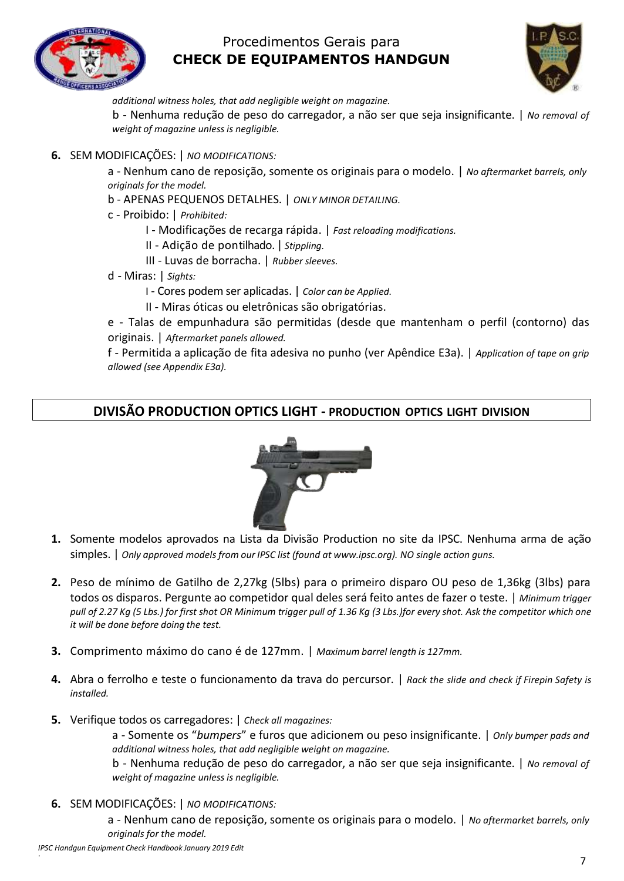additional witness holes, that add negligible weight on magazine.

b - Nenhuma redução de peso do carregador, a não ser que seja insignificante. | *No removal of weight of magazine unless is negligible.*

6. SEM MODIFICAÇÕES: | *NO MODIFICATIONS:*
   - a - Nenhum cano de reposição, somente os originais para o modelo. | *No aftermarket barrels, only originals for the model.*
   - b - APENAS PEQUENOS DETALHES. | *ONLY MINOR DETAILING.*
   - c - Proibido: | *Prohibited:*
     - I - Modificações de recarga rápida. | *Fast reloading modifications.*
     - II - Adição de pontilhado. | *Stippling.*
     - III - Luvas de borracha. | *Rubber sleeves.*
   - d - Miras: | *Sights:*
     - I - Cores podem ser aplicadas. | *Color can be Applied.*
     - II - Miras óticas ou eletrônicas são obrigatórias.
   - e - Talas de empunhadura são permitidas (desde que mantenham o perfil (contorno) das originais. | *Aftermarket panels allowed.*
   - f - Permitida a aplicação de fita adesiva no punho (ver Apêndice E3a). | *Application of tape on grip allowed (see Appendix E3a).*

## DIVISÃO PRODUCTION OPTICS LIGHT - PRODUCTION OPTICS LIGHT DIVISION

1. Somente modelos aprovados na Lista da Divisão Production no site da IPSC. Nenhuma arma de ação simples. | *Only approved models from our IPSC list (found at www.ipsc.org). NO single action guns.*

2. Peso de mínimo de Gatilho de 2,27kg (5lbs) para o primeiro disparo OU peso de 1,36kg (3lbs) para todos os disparos. Pergunte ao competidor qual deles será feito antes de fazer o teste. | *Minimum trigger pull of 2.27 Kg (5 Lbs.) for first shot OR Minimum trigger pull of 1.36 Kg (3 Lbs.)for every shot. Ask the competitor which one it will be done before doing the test.*

3. Comprimento máximo do cano é de 127mm. | *Maximum barrel length is 127mm.*

4. Abra o ferrolho e teste o funcionamento da trava do percursor. | *Rack the slide and check if Firepin Safety is installed.*

5. Verifique todos os carregadores: | *Check all magazines:*
   - a - Somente os "*bumpers*" e furos que adicionem ou peso insignificante. | *Only bumper pads and additional witness holes, that add negligible weight on magazine.*
   - b - Nenhuma redução de peso do carregador, a não ser que seja insignificante. | *No removal of weight of magazine unless is negligible.*

6. SEM MODIFICAÇÕES: | *NO MODIFICATIONS:*
   - a - Nenhum cano de reposição, somente os originais para o modelo. | *No aftermarket barrels, only originals for the model.*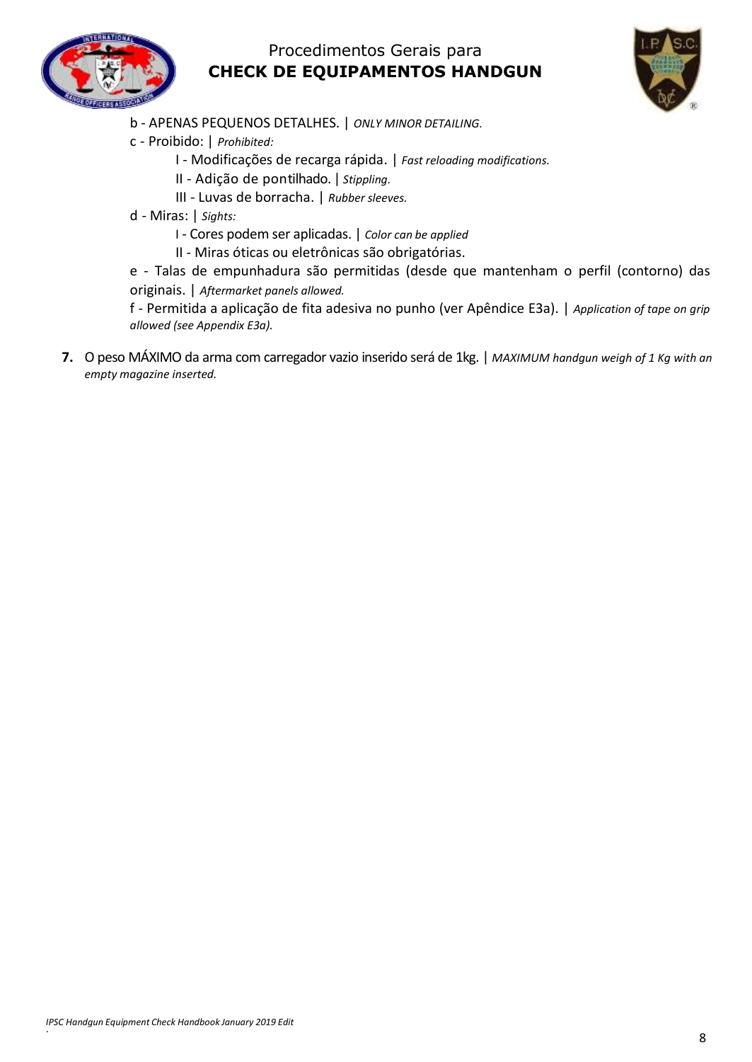b - APENAS PEQUENOS DETALHES. | *ONLY MINOR DETAILING.*

c - Proibido: | *Prohibited:*

- I - Modificações de recarga rápida. | *Fast reloading modifications.*
- II - Adição de pontilhado. | *Stippling.*
- III - Luvas de borracha. | *Rubber sleeves.*

d - Miras: | *Sights:*

- I - Cores podem ser aplicadas. | *Color can be applied*
- II - Miras óticas ou eletrônicas são obrigatórias.

e - Talas de empunhadura são permitidas (desde que mantenham o perfil (contorno) das originais. | *Aftermarket panels allowed.*

f - Permitida a aplicação de fita adesiva no punho (ver Apêndice E3a). | *Application of tape on grip allowed (see Appendix E3a).*

**7.** O peso MÁXIMO da arma com carregador vazio inserido será de 1kg. | *MAXIMUM handgun weigh of 1 Kg with an empty magazine inserted.*